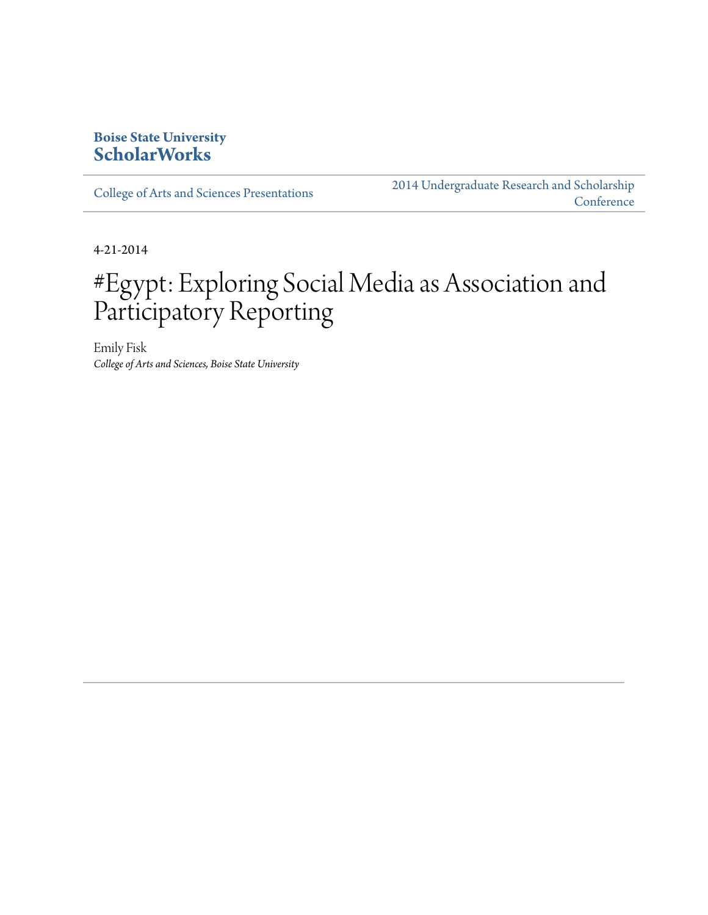**Boise State University**
**ScholarWorks**

College of Arts and Sciences Presentations | 2014 Undergraduate Research and Scholarship Conference

4-21-2014

# #Egypt: Exploring Social Media as Association and Participatory Reporting

Emily Fisk
*College of Arts and Sciences, Boise State University*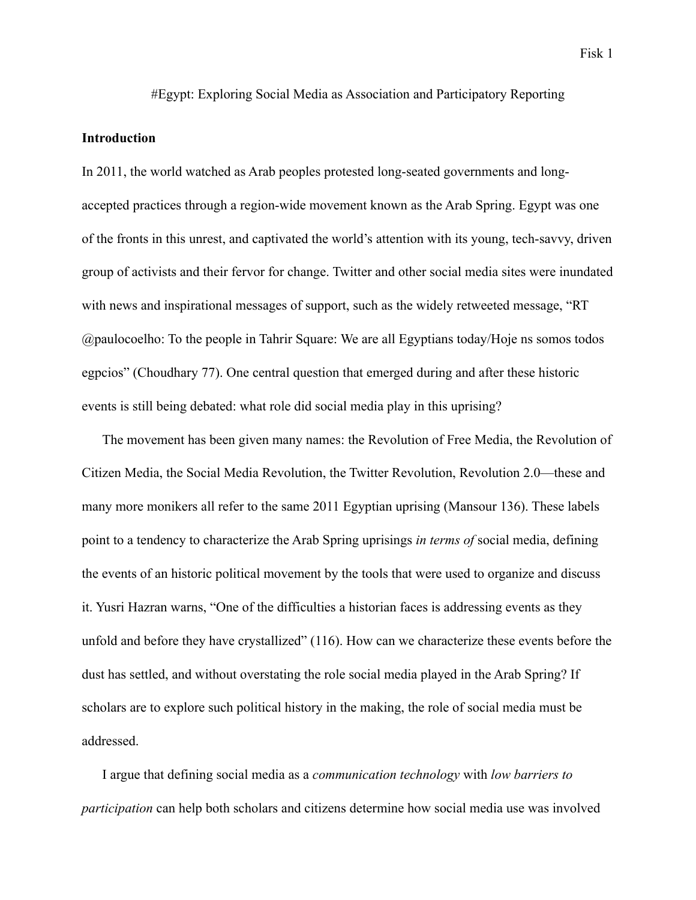#Egypt: Exploring Social Media as Association and Participatory Reporting

**Introduction**

In 2011, the world watched as Arab peoples protested long-seated governments and long-accepted practices through a region-wide movement known as the Arab Spring. Egypt was one of the fronts in this unrest, and captivated the world's attention with its young, tech-savvy, driven group of activists and their fervor for change. Twitter and other social media sites were inundated with news and inspirational messages of support, such as the widely retweeted message, "RT @paulocoelho: To the people in Tahrir Square: We are all Egyptians today/Hoje ns somos todos egpcios" (Choudhary 77). One central question that emerged during and after these historic events is still being debated: what role did social media play in this uprising?

The movement has been given many names: the Revolution of Free Media, the Revolution of Citizen Media, the Social Media Revolution, the Twitter Revolution, Revolution 2.0—these and many more monikers all refer to the same 2011 Egyptian uprising (Mansour 136). These labels point to a tendency to characterize the Arab Spring uprisings *in terms of* social media, defining the events of an historic political movement by the tools that were used to organize and discuss it. Yusri Hazran warns, "One of the difficulties a historian faces is addressing events as they unfold and before they have crystallized" (116). How can we characterize these events before the dust has settled, and without overstating the role social media played in the Arab Spring? If scholars are to explore such political history in the making, the role of social media must be addressed.

I argue that defining social media as a *communication technology* with *low barriers to participation* can help both scholars and citizens determine how social media use was involved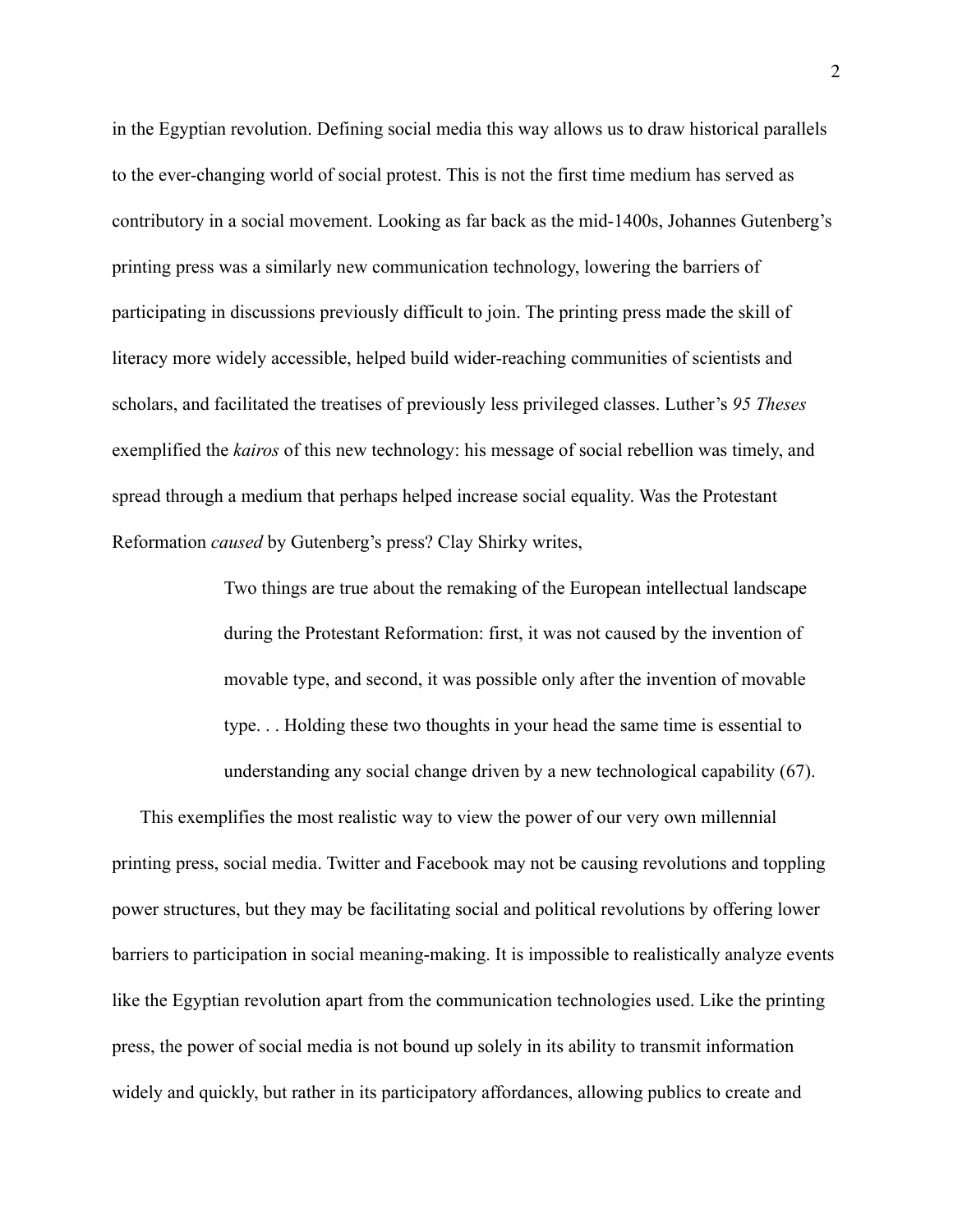in the Egyptian revolution. Defining social media this way allows us to draw historical parallels to the ever-changing world of social protest. This is not the first time medium has served as contributory in a social movement. Looking as far back as the mid-1400s, Johannes Gutenberg's printing press was a similarly new communication technology, lowering the barriers of participating in discussions previously difficult to join. The printing press made the skill of literacy more widely accessible, helped build wider-reaching communities of scientists and scholars, and facilitated the treatises of previously less privileged classes. Luther's *95 Theses* exemplified the *kairos* of this new technology: his message of social rebellion was timely, and spread through a medium that perhaps helped increase social equality. Was the Protestant Reformation *caused* by Gutenberg's press? Clay Shirky writes,

> Two things are true about the remaking of the European intellectual landscape during the Protestant Reformation: first, it was not caused by the invention of movable type, and second, it was possible only after the invention of movable type. . . Holding these two thoughts in your head the same time is essential to understanding any social change driven by a new technological capability (67).

This exemplifies the most realistic way to view the power of our very own millennial printing press, social media. Twitter and Facebook may not be causing revolutions and toppling power structures, but they may be facilitating social and political revolutions by offering lower barriers to participation in social meaning-making. It is impossible to realistically analyze events like the Egyptian revolution apart from the communication technologies used. Like the printing press, the power of social media is not bound up solely in its ability to transmit information widely and quickly, but rather in its participatory affordances, allowing publics to create and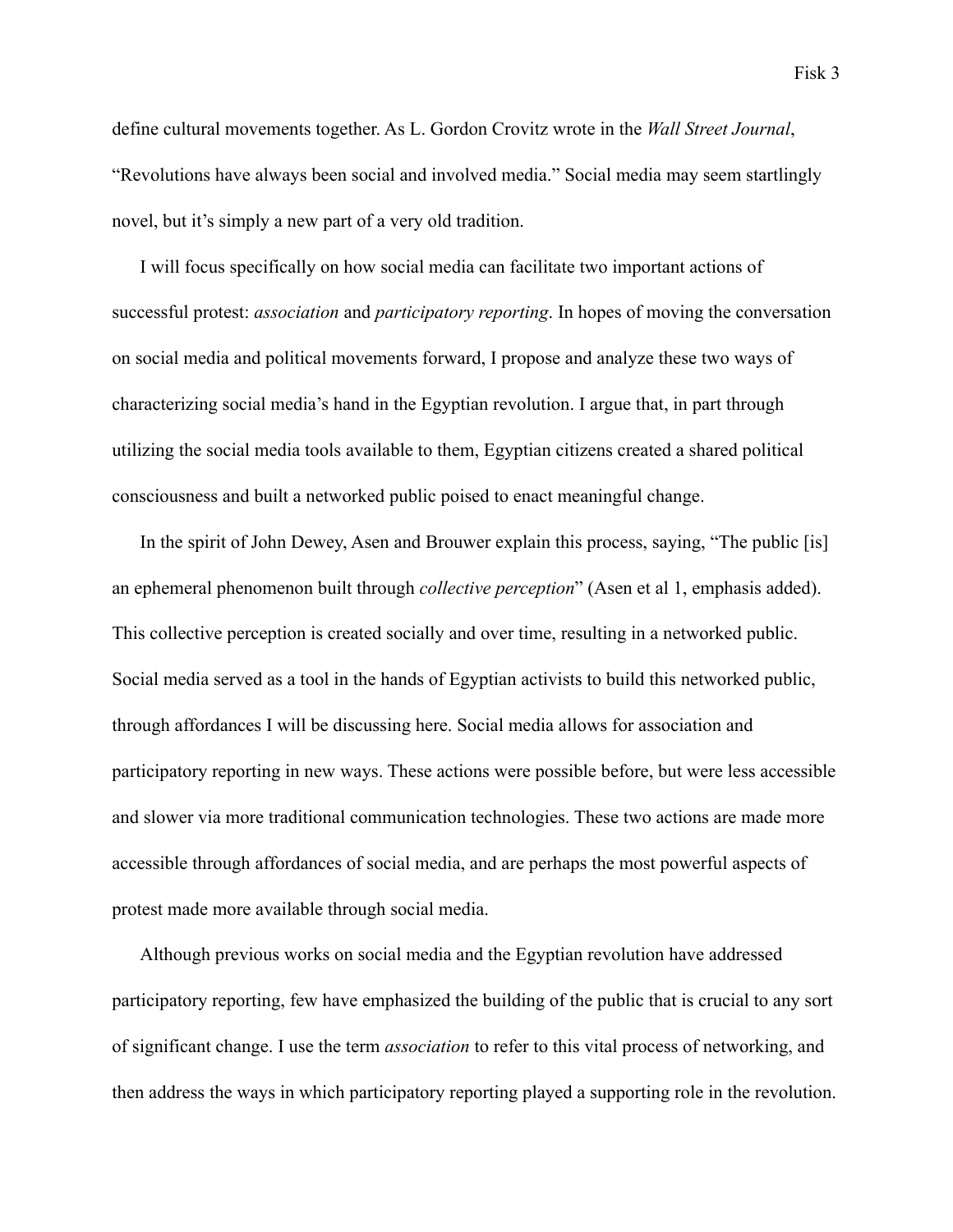define cultural movements together. As L. Gordon Crovitz wrote in the *Wall Street Journal*, "Revolutions have always been social and involved media." Social media may seem startlingly novel, but it's simply a new part of a very old tradition.

I will focus specifically on how social media can facilitate two important actions of successful protest: *association* and *participatory reporting*. In hopes of moving the conversation on social media and political movements forward, I propose and analyze these two ways of characterizing social media's hand in the Egyptian revolution. I argue that, in part through utilizing the social media tools available to them, Egyptian citizens created a shared political consciousness and built a networked public poised to enact meaningful change.

In the spirit of John Dewey, Asen and Brouwer explain this process, saying, "The public [is] an ephemeral phenomenon built through *collective perception*" (Asen et al 1, emphasis added). This collective perception is created socially and over time, resulting in a networked public. Social media served as a tool in the hands of Egyptian activists to build this networked public, through affordances I will be discussing here. Social media allows for association and participatory reporting in new ways. These actions were possible before, but were less accessible and slower via more traditional communication technologies. These two actions are made more accessible through affordances of social media, and are perhaps the most powerful aspects of protest made more available through social media.

Although previous works on social media and the Egyptian revolution have addressed participatory reporting, few have emphasized the building of the public that is crucial to any sort of significant change. I use the term *association* to refer to this vital process of networking, and then address the ways in which participatory reporting played a supporting role in the revolution.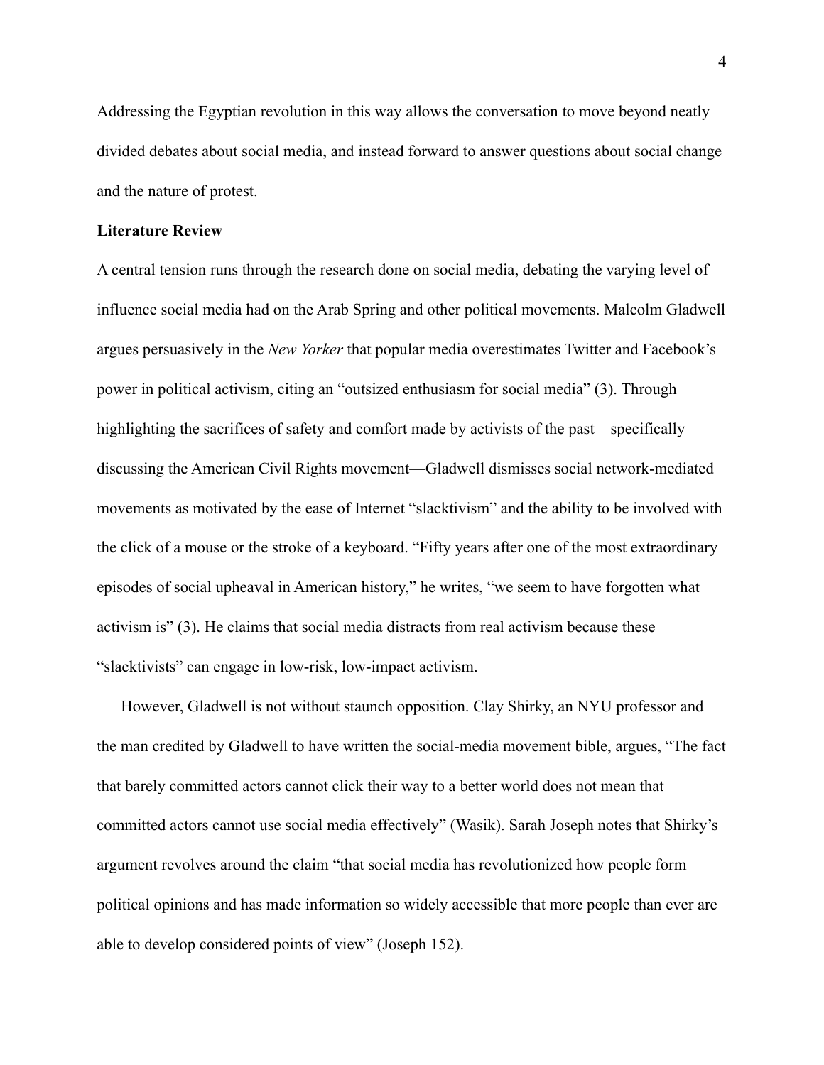Addressing the Egyptian revolution in this way allows the conversation to move beyond neatly divided debates about social media, and instead forward to answer questions about social change and the nature of protest.

**Literature Review**

A central tension runs through the research done on social media, debating the varying level of influence social media had on the Arab Spring and other political movements. Malcolm Gladwell argues persuasively in the *New Yorker* that popular media overestimates Twitter and Facebook's power in political activism, citing an "outsized enthusiasm for social media" (3). Through highlighting the sacrifices of safety and comfort made by activists of the past—specifically discussing the American Civil Rights movement—Gladwell dismisses social network-mediated movements as motivated by the ease of Internet "slacktivism" and the ability to be involved with the click of a mouse or the stroke of a keyboard. "Fifty years after one of the most extraordinary episodes of social upheaval in American history," he writes, "we seem to have forgotten what activism is" (3). He claims that social media distracts from real activism because these "slacktivists" can engage in low-risk, low-impact activism.

However, Gladwell is not without staunch opposition. Clay Shirky, an NYU professor and the man credited by Gladwell to have written the social-media movement bible, argues, "The fact that barely committed actors cannot click their way to a better world does not mean that committed actors cannot use social media effectively" (Wasik). Sarah Joseph notes that Shirky's argument revolves around the claim "that social media has revolutionized how people form political opinions and has made information so widely accessible that more people than ever are able to develop considered points of view" (Joseph 152).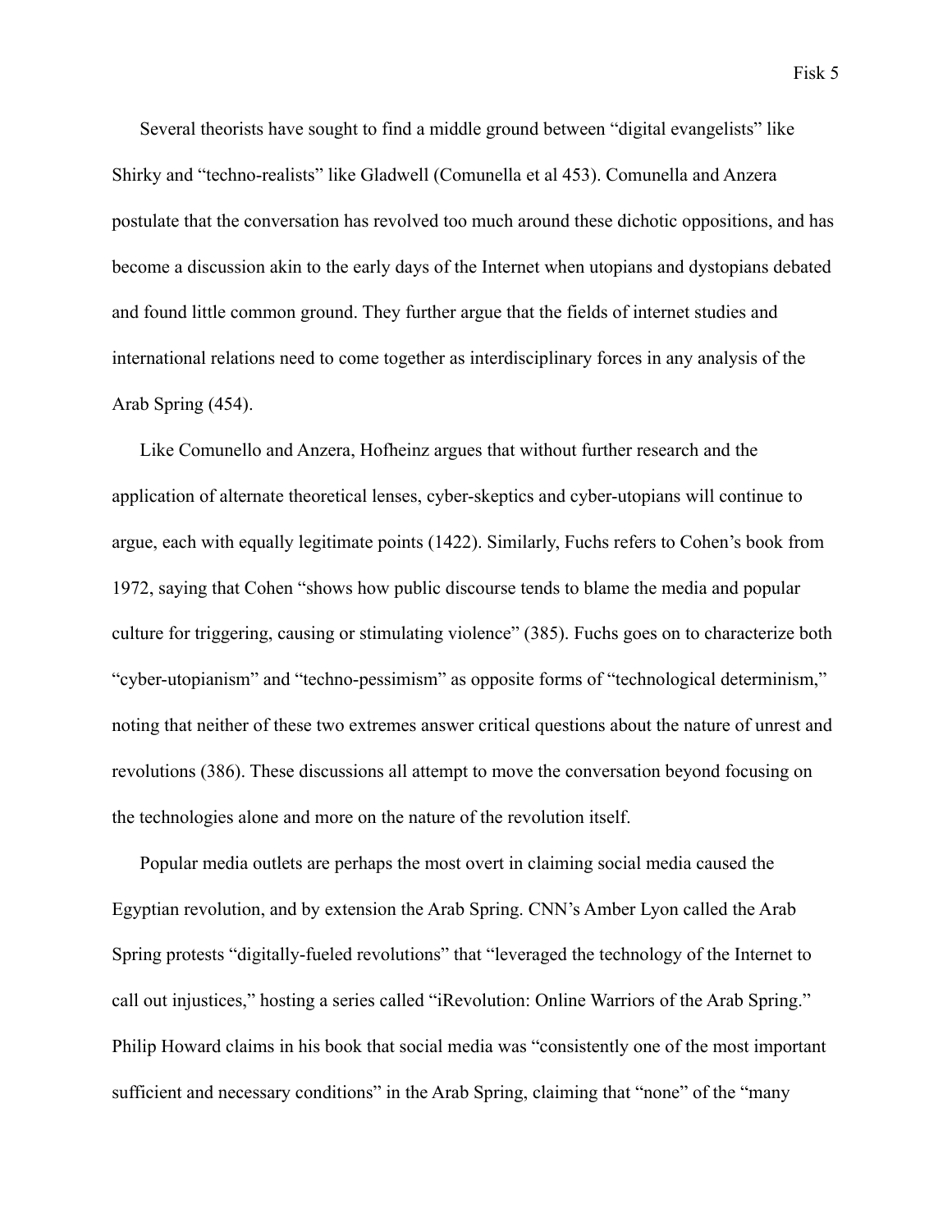Several theorists have sought to find a middle ground between "digital evangelists" like Shirky and "techno-realists" like Gladwell (Comunella et al 453). Comunella and Anzera postulate that the conversation has revolved too much around these dichotic oppositions, and has become a discussion akin to the early days of the Internet when utopians and dystopians debated and found little common ground. They further argue that the fields of internet studies and international relations need to come together as interdisciplinary forces in any analysis of the Arab Spring (454).

Like Comunello and Anzera, Hofheinz argues that without further research and the application of alternate theoretical lenses, cyber-skeptics and cyber-utopians will continue to argue, each with equally legitimate points (1422). Similarly, Fuchs refers to Cohen's book from 1972, saying that Cohen "shows how public discourse tends to blame the media and popular culture for triggering, causing or stimulating violence" (385). Fuchs goes on to characterize both "cyber-utopianism" and "techno-pessimism" as opposite forms of "technological determinism," noting that neither of these two extremes answer critical questions about the nature of unrest and revolutions (386). These discussions all attempt to move the conversation beyond focusing on the technologies alone and more on the nature of the revolution itself.

Popular media outlets are perhaps the most overt in claiming social media caused the Egyptian revolution, and by extension the Arab Spring. CNN's Amber Lyon called the Arab Spring protests "digitally-fueled revolutions" that "leveraged the technology of the Internet to call out injustices," hosting a series called "iRevolution: Online Warriors of the Arab Spring." Philip Howard claims in his book that social media was "consistently one of the most important sufficient and necessary conditions" in the Arab Spring, claiming that "none" of the "many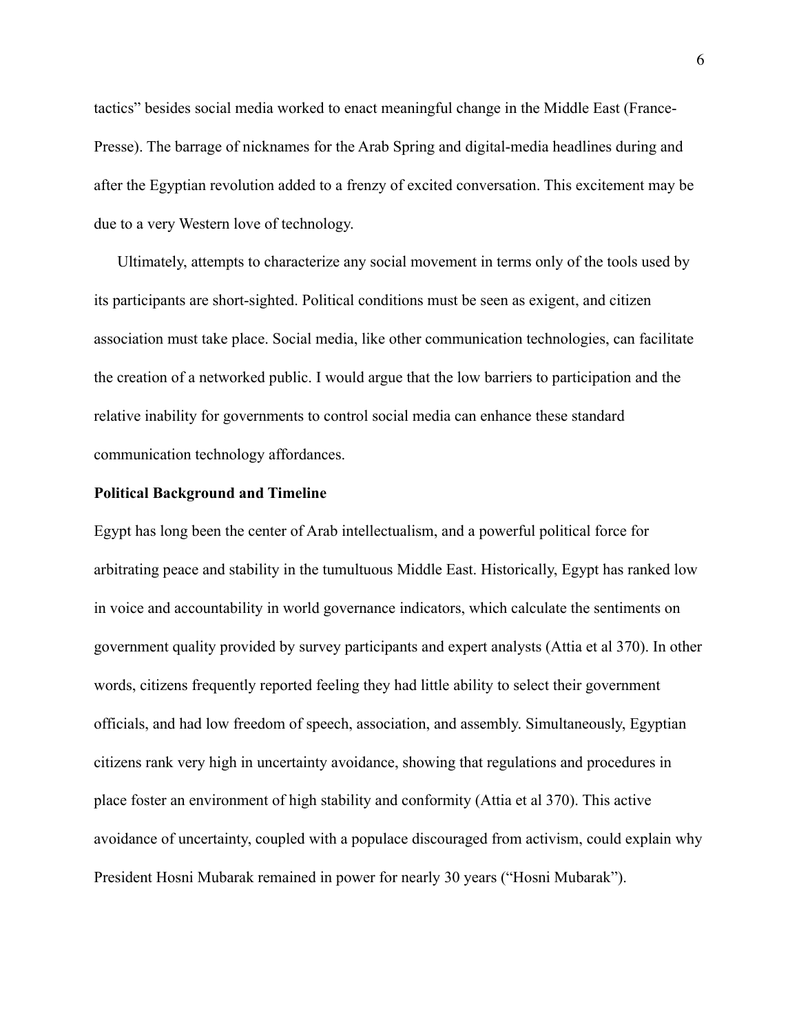tactics" besides social media worked to enact meaningful change in the Middle East (France-Presse). The barrage of nicknames for the Arab Spring and digital-media headlines during and after the Egyptian revolution added to a frenzy of excited conversation. This excitement may be due to a very Western love of technology.

Ultimately, attempts to characterize any social movement in terms only of the tools used by its participants are short-sighted. Political conditions must be seen as exigent, and citizen association must take place. Social media, like other communication technologies, can facilitate the creation of a networked public. I would argue that the low barriers to participation and the relative inability for governments to control social media can enhance these standard communication technology affordances.

**Political Background and Timeline**

Egypt has long been the center of Arab intellectualism, and a powerful political force for arbitrating peace and stability in the tumultuous Middle East. Historically, Egypt has ranked low in voice and accountability in world governance indicators, which calculate the sentiments on government quality provided by survey participants and expert analysts (Attia et al 370). In other words, citizens frequently reported feeling they had little ability to select their government officials, and had low freedom of speech, association, and assembly. Simultaneously, Egyptian citizens rank very high in uncertainty avoidance, showing that regulations and procedures in place foster an environment of high stability and conformity (Attia et al 370). This active avoidance of uncertainty, coupled with a populace discouraged from activism, could explain why President Hosni Mubarak remained in power for nearly 30 years ("Hosni Mubarak").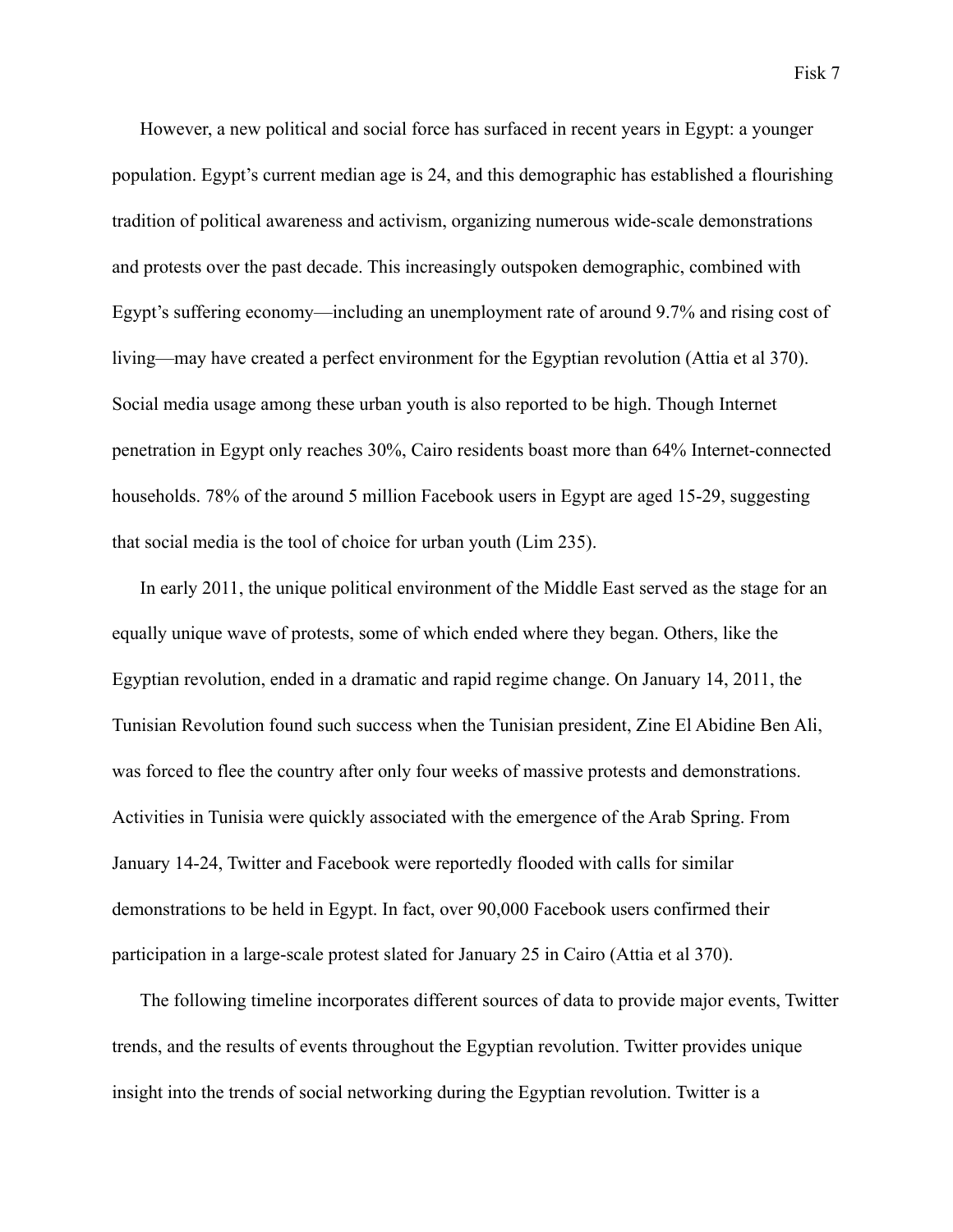However, a new political and social force has surfaced in recent years in Egypt: a younger population. Egypt's current median age is 24, and this demographic has established a flourishing tradition of political awareness and activism, organizing numerous wide-scale demonstrations and protests over the past decade. This increasingly outspoken demographic, combined with Egypt's suffering economy—including an unemployment rate of around 9.7% and rising cost of living—may have created a perfect environment for the Egyptian revolution (Attia et al 370). Social media usage among these urban youth is also reported to be high. Though Internet penetration in Egypt only reaches 30%, Cairo residents boast more than 64% Internet-connected households. 78% of the around 5 million Facebook users in Egypt are aged 15-29, suggesting that social media is the tool of choice for urban youth (Lim 235).

In early 2011, the unique political environment of the Middle East served as the stage for an equally unique wave of protests, some of which ended where they began. Others, like the Egyptian revolution, ended in a dramatic and rapid regime change. On January 14, 2011, the Tunisian Revolution found such success when the Tunisian president, Zine El Abidine Ben Ali, was forced to flee the country after only four weeks of massive protests and demonstrations. Activities in Tunisia were quickly associated with the emergence of the Arab Spring. From January 14-24, Twitter and Facebook were reportedly flooded with calls for similar demonstrations to be held in Egypt. In fact, over 90,000 Facebook users confirmed their participation in a large-scale protest slated for January 25 in Cairo (Attia et al 370).

The following timeline incorporates different sources of data to provide major events, Twitter trends, and the results of events throughout the Egyptian revolution. Twitter provides unique insight into the trends of social networking during the Egyptian revolution. Twitter is a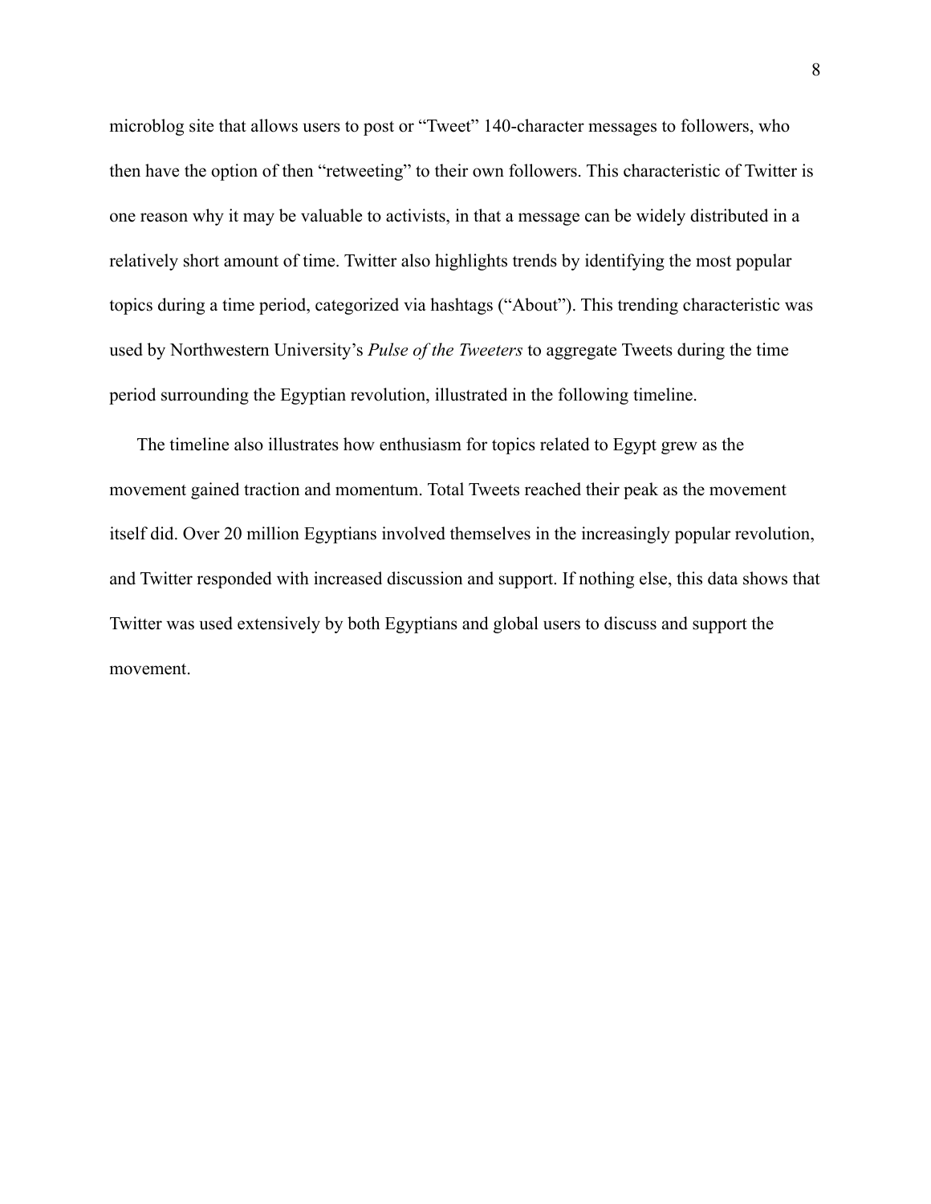microblog site that allows users to post or "Tweet" 140-character messages to followers, who then have the option of then "retweeting" to their own followers. This characteristic of Twitter is one reason why it may be valuable to activists, in that a message can be widely distributed in a relatively short amount of time. Twitter also highlights trends by identifying the most popular topics during a time period, categorized via hashtags ("About"). This trending characteristic was used by Northwestern University's *Pulse of the Tweeters* to aggregate Tweets during the time period surrounding the Egyptian revolution, illustrated in the following timeline.

The timeline also illustrates how enthusiasm for topics related to Egypt grew as the movement gained traction and momentum. Total Tweets reached their peak as the movement itself did. Over 20 million Egyptians involved themselves in the increasingly popular revolution, and Twitter responded with increased discussion and support. If nothing else, this data shows that Twitter was used extensively by both Egyptians and global users to discuss and support the movement.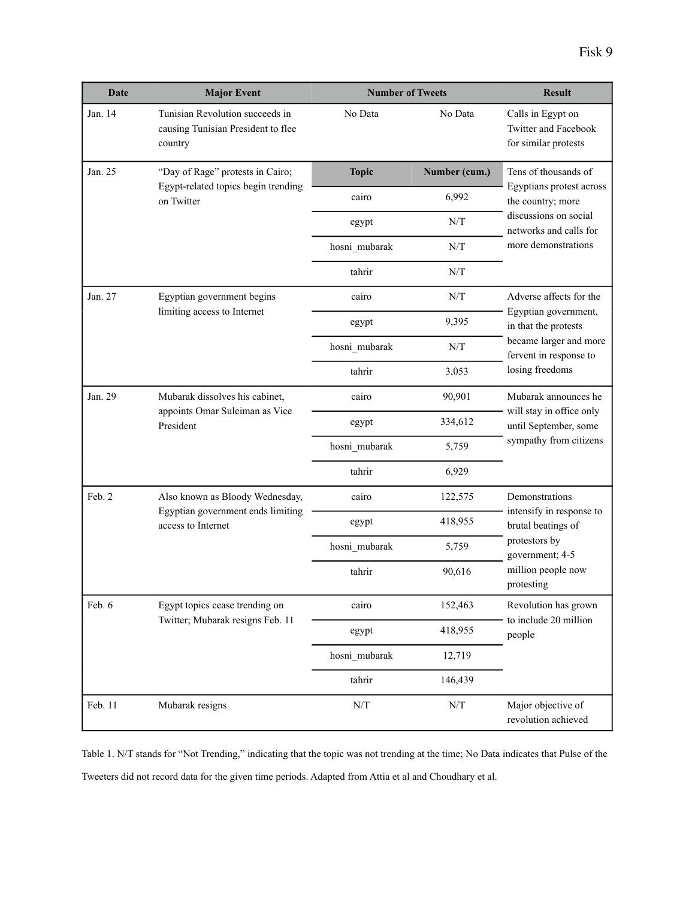| Date | Major Event | Number of Tweets | | Result |
|---|---|---|---|---|
| Jan. 14 | Tunisian Revolution succeeds in causing Tunisian President to flee country | No Data | No Data | Calls in Egypt on Twitter and Facebook for similar protests |
| Jan. 25 | "Day of Rage" protests in Cairo; Egypt-related topics begin trending on Twitter | **Topic** | **Number (cum.)** | Tens of thousands of Egyptians protest across the country; more discussions on social networks and calls for more demonstrations |
| | | cairo | 6,992 | |
| | | egypt | N/T | |
| | | hosni_mubarak | N/T | |
| | | tahrir | N/T | |
| Jan. 27 | Egyptian government begins limiting access to Internet | cairo | N/T | Adverse affects for the Egyptian government, in that the protests became larger and more fervent in response to losing freedoms |
| | | egypt | 9,395 | |
| | | hosni_mubarak | N/T | |
| | | tahrir | 3,053 | |
| Jan. 29 | Mubarak dissolves his cabinet, appoints Omar Suleiman as Vice President | cairo | 90,901 | Mubarak announces he will stay in office only until September, some sympathy from citizens |
| | | egypt | 334,612 | |
| | | hosni_mubarak | 5,759 | |
| | | tahrir | 6,929 | |
| Feb. 2 | Also known as Bloody Wednesday, Egyptian government ends limiting access to Internet | cairo | 122,575 | Demonstrations intensify in response to brutal beatings of protestors by government; 4-5 million people now protesting |
| | | egypt | 418,955 | |
| | | hosni_mubarak | 5,759 | |
| | | tahrir | 90,616 | |
| Feb. 6 | Egypt topics cease trending on Twitter; Mubarak resigns Feb. 11 | cairo | 152,463 | Revolution has grown to include 20 million people |
| | | egypt | 418,955 | |
| | | hosni_mubarak | 12,719 | |
| | | tahrir | 146,439 | |
| Feb. 11 | Mubarak resigns | N/T | N/T | Major objective of revolution achieved |

Table 1. N/T stands for "Not Trending," indicating that the topic was not trending at the time; No Data indicates that Pulse of the Tweeters did not record data for the given time periods. Adapted from Attia et al and Choudhary et al.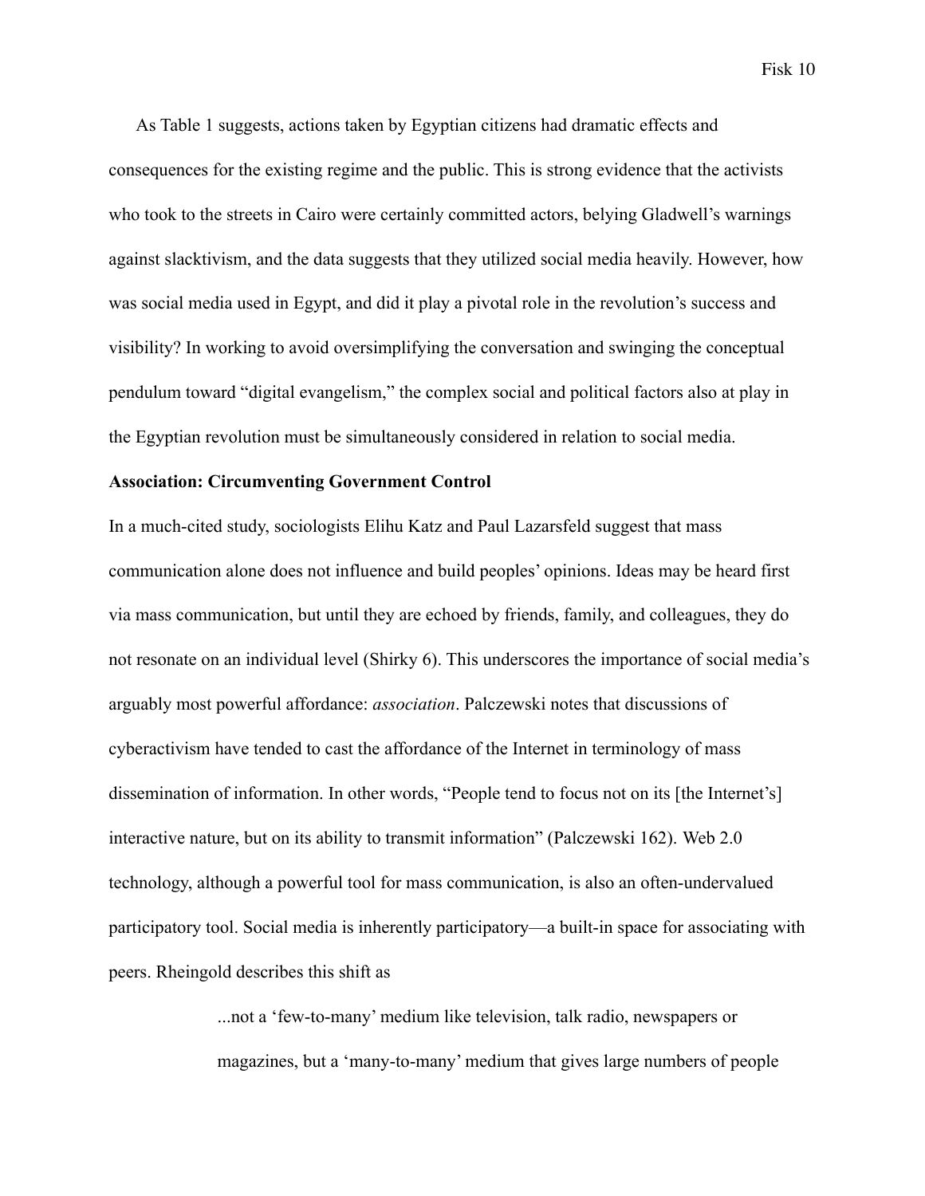As Table 1 suggests, actions taken by Egyptian citizens had dramatic effects and consequences for the existing regime and the public. This is strong evidence that the activists who took to the streets in Cairo were certainly committed actors, belying Gladwell's warnings against slacktivism, and the data suggests that they utilized social media heavily. However, how was social media used in Egypt, and did it play a pivotal role in the revolution's success and visibility? In working to avoid oversimplifying the conversation and swinging the conceptual pendulum toward "digital evangelism," the complex social and political factors also at play in the Egyptian revolution must be simultaneously considered in relation to social media.

**Association: Circumventing Government Control**

In a much-cited study, sociologists Elihu Katz and Paul Lazarsfeld suggest that mass communication alone does not influence and build peoples' opinions. Ideas may be heard first via mass communication, but until they are echoed by friends, family, and colleagues, they do not resonate on an individual level (Shirky 6). This underscores the importance of social media's arguably most powerful affordance: *association*. Palczewski notes that discussions of cyberactivism have tended to cast the affordance of the Internet in terminology of mass dissemination of information. In other words, "People tend to focus not on its [the Internet's] interactive nature, but on its ability to transmit information" (Palczewski 162). Web 2.0 technology, although a powerful tool for mass communication, is also an often-undervalued participatory tool. Social media is inherently participatory—a built-in space for associating with peers. Rheingold describes this shift as

> ...not a 'few-to-many' medium like television, talk radio, newspapers or magazines, but a 'many-to-many' medium that gives large numbers of people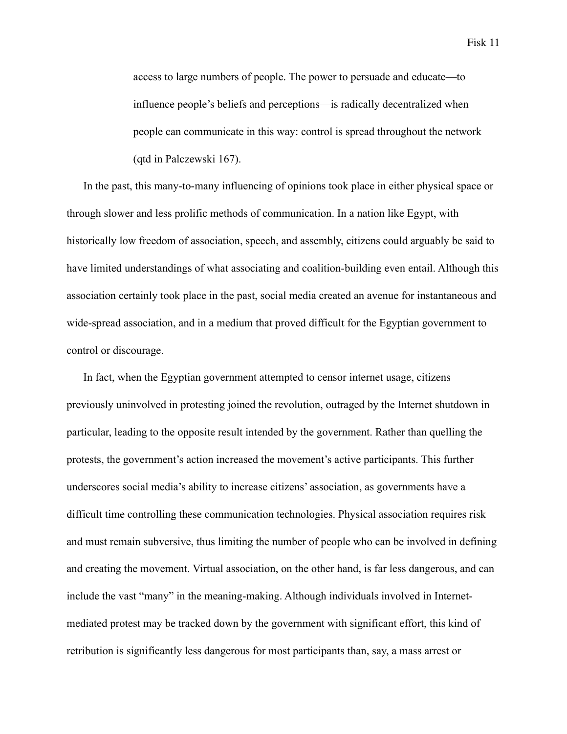> access to large numbers of people. The power to persuade and educate—to influence people's beliefs and perceptions—is radically decentralized when people can communicate in this way: control is spread throughout the network (qtd in Palczewski 167).

In the past, this many-to-many influencing of opinions took place in either physical space or through slower and less prolific methods of communication. In a nation like Egypt, with historically low freedom of association, speech, and assembly, citizens could arguably be said to have limited understandings of what associating and coalition-building even entail. Although this association certainly took place in the past, social media created an avenue for instantaneous and wide-spread association, and in a medium that proved difficult for the Egyptian government to control or discourage.

In fact, when the Egyptian government attempted to censor internet usage, citizens previously uninvolved in protesting joined the revolution, outraged by the Internet shutdown in particular, leading to the opposite result intended by the government. Rather than quelling the protests, the government's action increased the movement's active participants. This further underscores social media's ability to increase citizens' association, as governments have a difficult time controlling these communication technologies. Physical association requires risk and must remain subversive, thus limiting the number of people who can be involved in defining and creating the movement. Virtual association, on the other hand, is far less dangerous, and can include the vast "many" in the meaning-making. Although individuals involved in Internet-mediated protest may be tracked down by the government with significant effort, this kind of retribution is significantly less dangerous for most participants than, say, a mass arrest or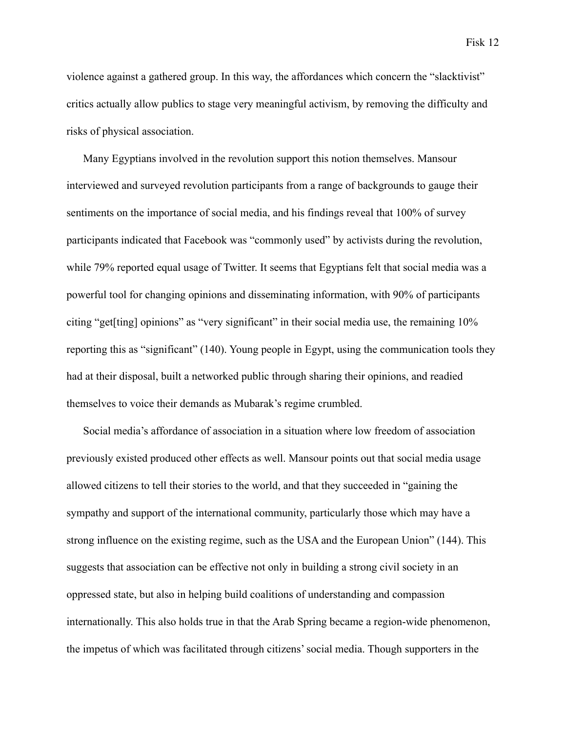violence against a gathered group. In this way, the affordances which concern the “slacktivist” critics actually allow publics to stage very meaningful activism, by removing the difficulty and risks of physical association.

Many Egyptians involved in the revolution support this notion themselves. Mansour interviewed and surveyed revolution participants from a range of backgrounds to gauge their sentiments on the importance of social media, and his findings reveal that 100% of survey participants indicated that Facebook was “commonly used” by activists during the revolution, while 79% reported equal usage of Twitter. It seems that Egyptians felt that social media was a powerful tool for changing opinions and disseminating information, with 90% of participants citing “get[ting] opinions” as “very significant” in their social media use, the remaining 10% reporting this as “significant” (140). Young people in Egypt, using the communication tools they had at their disposal, built a networked public through sharing their opinions, and readied themselves to voice their demands as Mubarak’s regime crumbled.

Social media’s affordance of association in a situation where low freedom of association previously existed produced other effects as well. Mansour points out that social media usage allowed citizens to tell their stories to the world, and that they succeeded in “gaining the sympathy and support of the international community, particularly those which may have a strong influence on the existing regime, such as the USA and the European Union” (144). This suggests that association can be effective not only in building a strong civil society in an oppressed state, but also in helping build coalitions of understanding and compassion internationally. This also holds true in that the Arab Spring became a region-wide phenomenon, the impetus of which was facilitated through citizens’ social media. Though supporters in the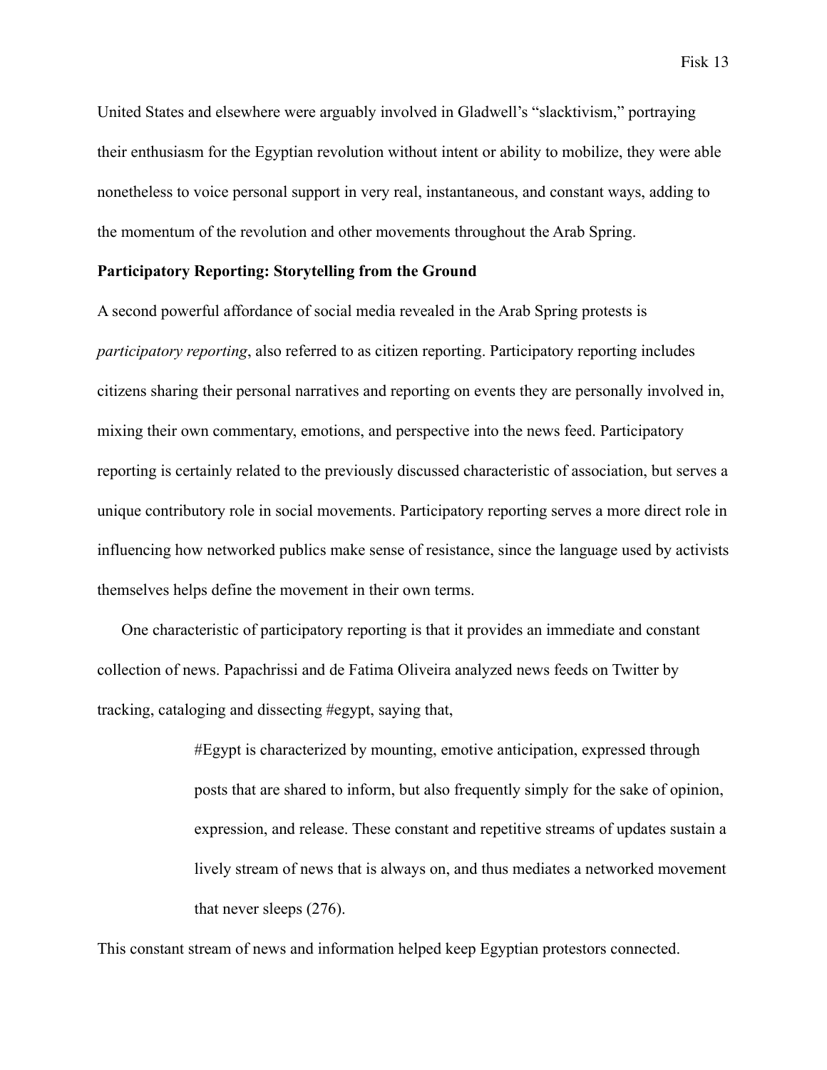United States and elsewhere were arguably involved in Gladwell's "slacktivism," portraying their enthusiasm for the Egyptian revolution without intent or ability to mobilize, they were able nonetheless to voice personal support in very real, instantaneous, and constant ways, adding to the momentum of the revolution and other movements throughout the Arab Spring.

**Participatory Reporting: Storytelling from the Ground**

A second powerful affordance of social media revealed in the Arab Spring protests is *participatory reporting*, also referred to as citizen reporting. Participatory reporting includes citizens sharing their personal narratives and reporting on events they are personally involved in, mixing their own commentary, emotions, and perspective into the news feed. Participatory reporting is certainly related to the previously discussed characteristic of association, but serves a unique contributory role in social movements. Participatory reporting serves a more direct role in influencing how networked publics make sense of resistance, since the language used by activists themselves helps define the movement in their own terms.

One characteristic of participatory reporting is that it provides an immediate and constant collection of news. Papachrissi and de Fatima Oliveira analyzed news feeds on Twitter by tracking, cataloging and dissecting #egypt, saying that,

> #Egypt is characterized by mounting, emotive anticipation, expressed through posts that are shared to inform, but also frequently simply for the sake of opinion, expression, and release. These constant and repetitive streams of updates sustain a lively stream of news that is always on, and thus mediates a networked movement that never sleeps (276).

This constant stream of news and information helped keep Egyptian protestors connected.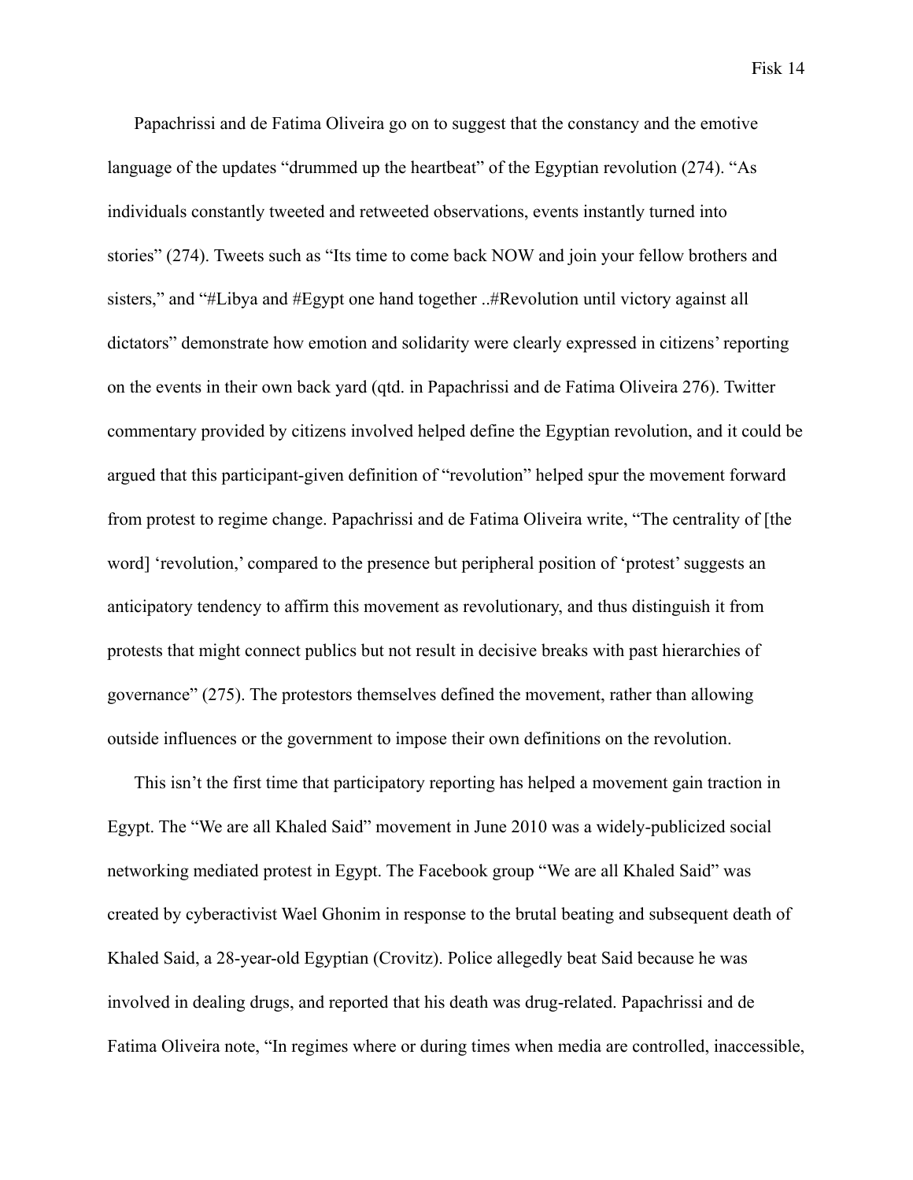Papachrissi and de Fatima Oliveira go on to suggest that the constancy and the emotive language of the updates "drummed up the heartbeat" of the Egyptian revolution (274). "As individuals constantly tweeted and retweeted observations, events instantly turned into stories" (274). Tweets such as "Its time to come back NOW and join your fellow brothers and sisters," and "#Libya and #Egypt one hand together ..#Revolution until victory against all dictators" demonstrate how emotion and solidarity were clearly expressed in citizens' reporting on the events in their own back yard (qtd. in Papachrissi and de Fatima Oliveira 276). Twitter commentary provided by citizens involved helped define the Egyptian revolution, and it could be argued that this participant-given definition of "revolution" helped spur the movement forward from protest to regime change. Papachrissi and de Fatima Oliveira write, "The centrality of [the word] 'revolution,' compared to the presence but peripheral position of 'protest' suggests an anticipatory tendency to affirm this movement as revolutionary, and thus distinguish it from protests that might connect publics but not result in decisive breaks with past hierarchies of governance" (275). The protestors themselves defined the movement, rather than allowing outside influences or the government to impose their own definitions on the revolution.

This isn't the first time that participatory reporting has helped a movement gain traction in Egypt. The "We are all Khaled Said" movement in June 2010 was a widely-publicized social networking mediated protest in Egypt. The Facebook group "We are all Khaled Said" was created by cyberactivist Wael Ghonim in response to the brutal beating and subsequent death of Khaled Said, a 28-year-old Egyptian (Crovitz). Police allegedly beat Said because he was involved in dealing drugs, and reported that his death was drug-related. Papachrissi and de Fatima Oliveira note, "In regimes where or during times when media are controlled, inaccessible,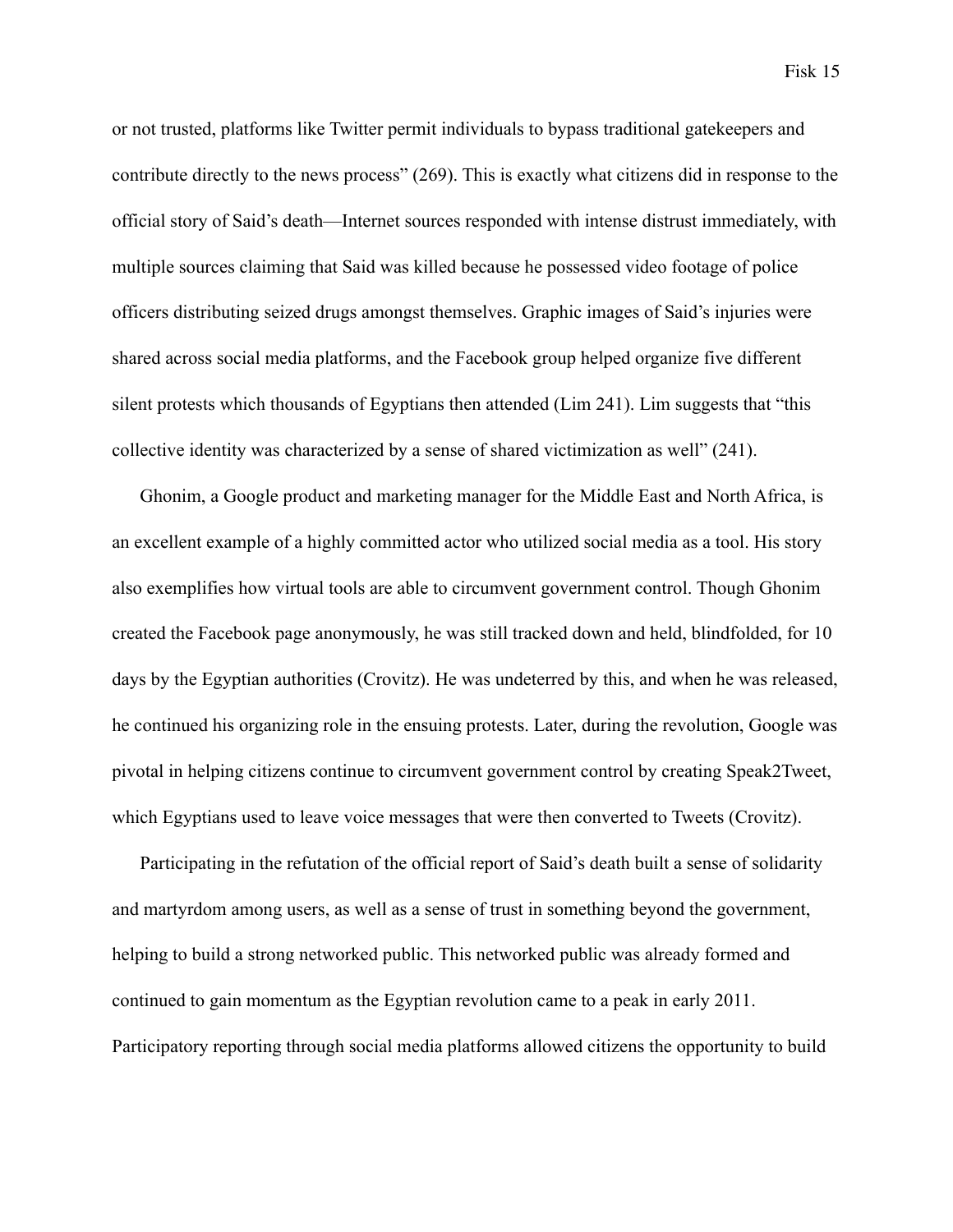or not trusted, platforms like Twitter permit individuals to bypass traditional gatekeepers and contribute directly to the news process" (269). This is exactly what citizens did in response to the official story of Said's death—Internet sources responded with intense distrust immediately, with multiple sources claiming that Said was killed because he possessed video footage of police officers distributing seized drugs amongst themselves. Graphic images of Said's injuries were shared across social media platforms, and the Facebook group helped organize five different silent protests which thousands of Egyptians then attended (Lim 241). Lim suggests that "this collective identity was characterized by a sense of shared victimization as well" (241).

Ghonim, a Google product and marketing manager for the Middle East and North Africa, is an excellent example of a highly committed actor who utilized social media as a tool. His story also exemplifies how virtual tools are able to circumvent government control. Though Ghonim created the Facebook page anonymously, he was still tracked down and held, blindfolded, for 10 days by the Egyptian authorities (Crovitz). He was undeterred by this, and when he was released, he continued his organizing role in the ensuing protests. Later, during the revolution, Google was pivotal in helping citizens continue to circumvent government control by creating Speak2Tweet, which Egyptians used to leave voice messages that were then converted to Tweets (Crovitz).

Participating in the refutation of the official report of Said's death built a sense of solidarity and martyrdom among users, as well as a sense of trust in something beyond the government, helping to build a strong networked public. This networked public was already formed and continued to gain momentum as the Egyptian revolution came to a peak in early 2011. Participatory reporting through social media platforms allowed citizens the opportunity to build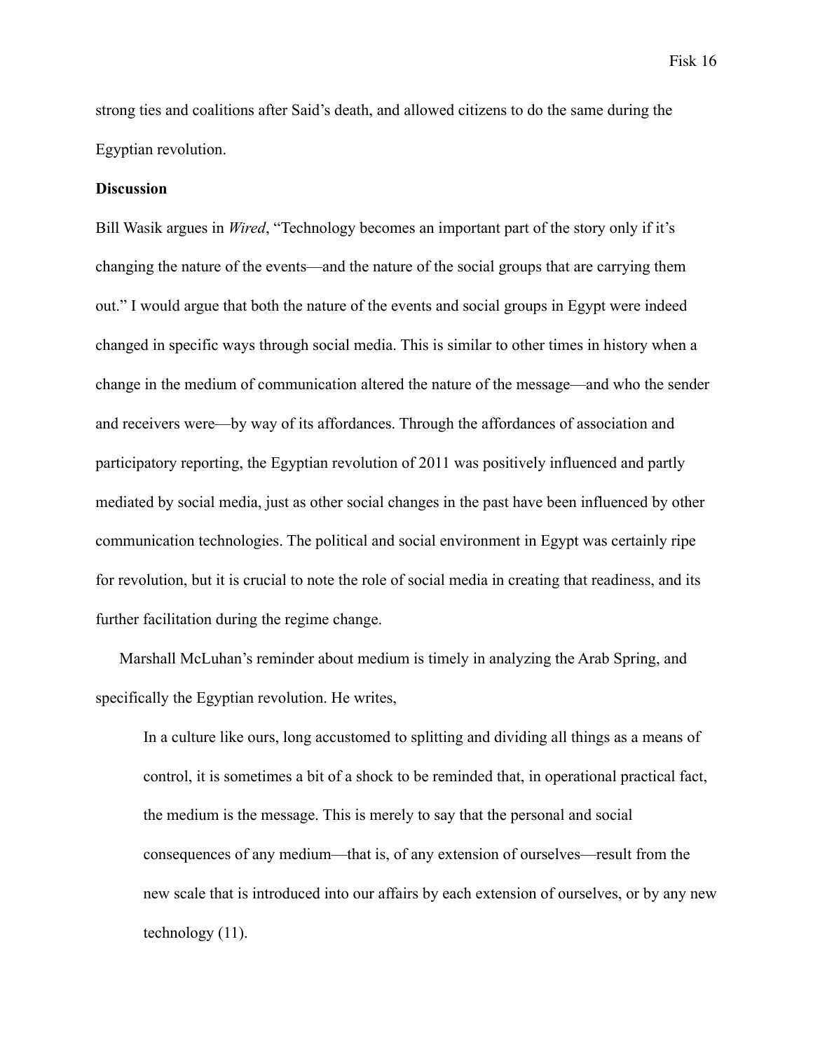strong ties and coalitions after Said's death, and allowed citizens to do the same during the Egyptian revolution.

**Discussion**

Bill Wasik argues in *Wired*, "Technology becomes an important part of the story only if it's changing the nature of the events—and the nature of the social groups that are carrying them out." I would argue that both the nature of the events and social groups in Egypt were indeed changed in specific ways through social media. This is similar to other times in history when a change in the medium of communication altered the nature of the message—and who the sender and receivers were—by way of its affordances. Through the affordances of association and participatory reporting, the Egyptian revolution of 2011 was positively influenced and partly mediated by social media, just as other social changes in the past have been influenced by other communication technologies. The political and social environment in Egypt was certainly ripe for revolution, but it is crucial to note the role of social media in creating that readiness, and its further facilitation during the regime change.

Marshall McLuhan's reminder about medium is timely in analyzing the Arab Spring, and specifically the Egyptian revolution. He writes,

> In a culture like ours, long accustomed to splitting and dividing all things as a means of control, it is sometimes a bit of a shock to be reminded that, in operational practical fact, the medium is the message. This is merely to say that the personal and social consequences of any medium—that is, of any extension of ourselves—result from the new scale that is introduced into our affairs by each extension of ourselves, or by any new technology (11).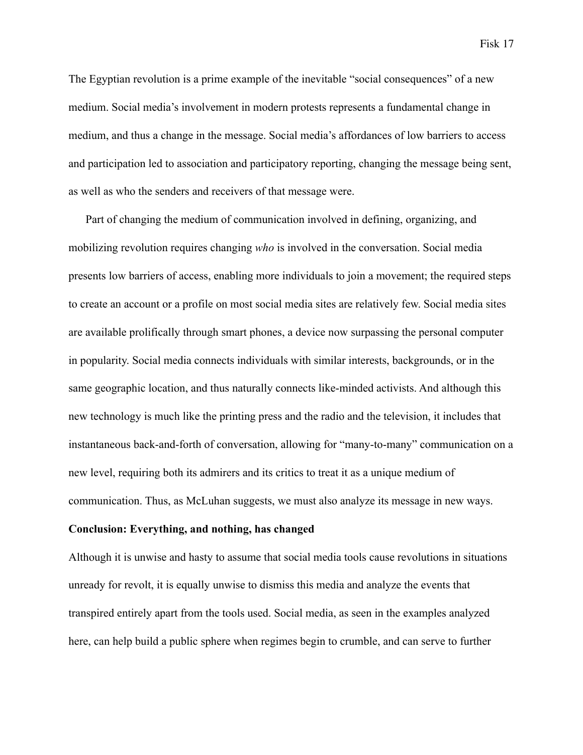The Egyptian revolution is a prime example of the inevitable "social consequences" of a new medium. Social media's involvement in modern protests represents a fundamental change in medium, and thus a change in the message. Social media's affordances of low barriers to access and participation led to association and participatory reporting, changing the message being sent, as well as who the senders and receivers of that message were.

Part of changing the medium of communication involved in defining, organizing, and mobilizing revolution requires changing *who* is involved in the conversation. Social media presents low barriers of access, enabling more individuals to join a movement; the required steps to create an account or a profile on most social media sites are relatively few. Social media sites are available prolifically through smart phones, a device now surpassing the personal computer in popularity. Social media connects individuals with similar interests, backgrounds, or in the same geographic location, and thus naturally connects like-minded activists. And although this new technology is much like the printing press and the radio and the television, it includes that instantaneous back-and-forth of conversation, allowing for "many-to-many" communication on a new level, requiring both its admirers and its critics to treat it as a unique medium of communication. Thus, as McLuhan suggests, we must also analyze its message in new ways.

## Conclusion: Everything, and nothing, has changed

Although it is unwise and hasty to assume that social media tools cause revolutions in situations unready for revolt, it is equally unwise to dismiss this media and analyze the events that transpired entirely apart from the tools used. Social media, as seen in the examples analyzed here, can help build a public sphere when regimes begin to crumble, and can serve to further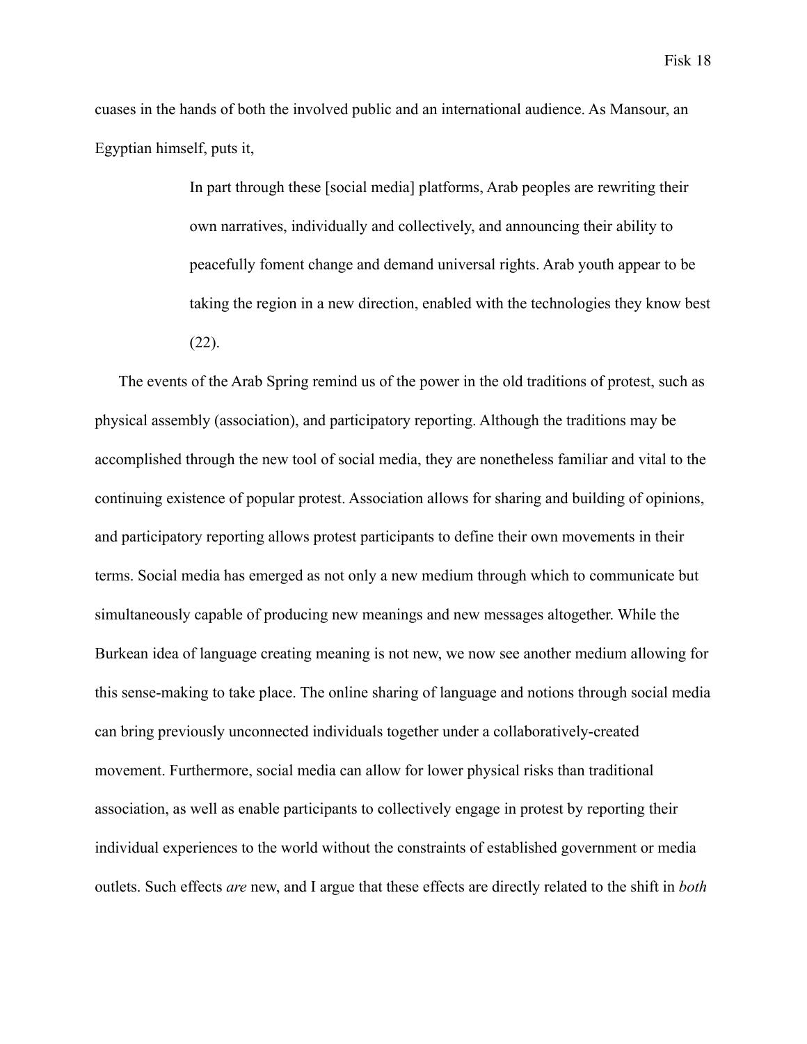cuases in the hands of both the involved public and an international audience. As Mansour, an Egyptian himself, puts it,

> In part through these [social media] platforms, Arab peoples are rewriting their own narratives, individually and collectively, and announcing their ability to peacefully foment change and demand universal rights. Arab youth appear to be taking the region in a new direction, enabled with the technologies they know best (22).

The events of the Arab Spring remind us of the power in the old traditions of protest, such as physical assembly (association), and participatory reporting. Although the traditions may be accomplished through the new tool of social media, they are nonetheless familiar and vital to the continuing existence of popular protest. Association allows for sharing and building of opinions, and participatory reporting allows protest participants to define their own movements in their terms. Social media has emerged as not only a new medium through which to communicate but simultaneously capable of producing new meanings and new messages altogether. While the Burkean idea of language creating meaning is not new, we now see another medium allowing for this sense-making to take place. The online sharing of language and notions through social media can bring previously unconnected individuals together under a collaboratively-created movement. Furthermore, social media can allow for lower physical risks than traditional association, as well as enable participants to collectively engage in protest by reporting their individual experiences to the world without the constraints of established government or media outlets. Such effects *are* new, and I argue that these effects are directly related to the shift in *both*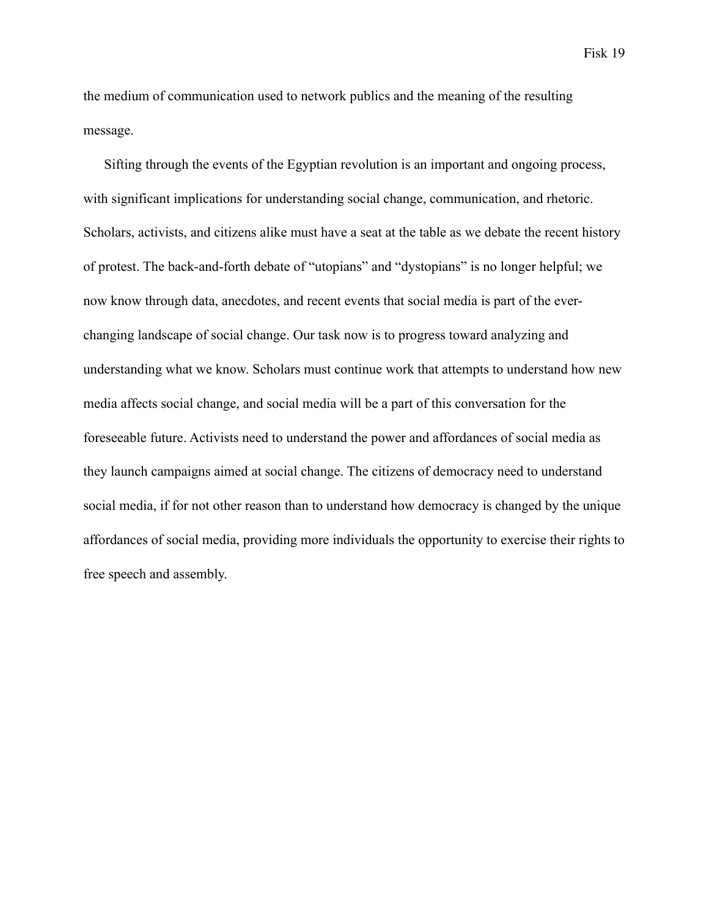the medium of communication used to network publics and the meaning of the resulting message.

Sifting through the events of the Egyptian revolution is an important and ongoing process, with significant implications for understanding social change, communication, and rhetoric. Scholars, activists, and citizens alike must have a seat at the table as we debate the recent history of protest. The back-and-forth debate of "utopians" and "dystopians" is no longer helpful; we now know through data, anecdotes, and recent events that social media is part of the ever-changing landscape of social change. Our task now is to progress toward analyzing and understanding what we know. Scholars must continue work that attempts to understand how new media affects social change, and social media will be a part of this conversation for the foreseeable future. Activists need to understand the power and affordances of social media as they launch campaigns aimed at social change. The citizens of democracy need to understand social media, if for not other reason than to understand how democracy is changed by the unique affordances of social media, providing more individuals the opportunity to exercise their rights to free speech and assembly.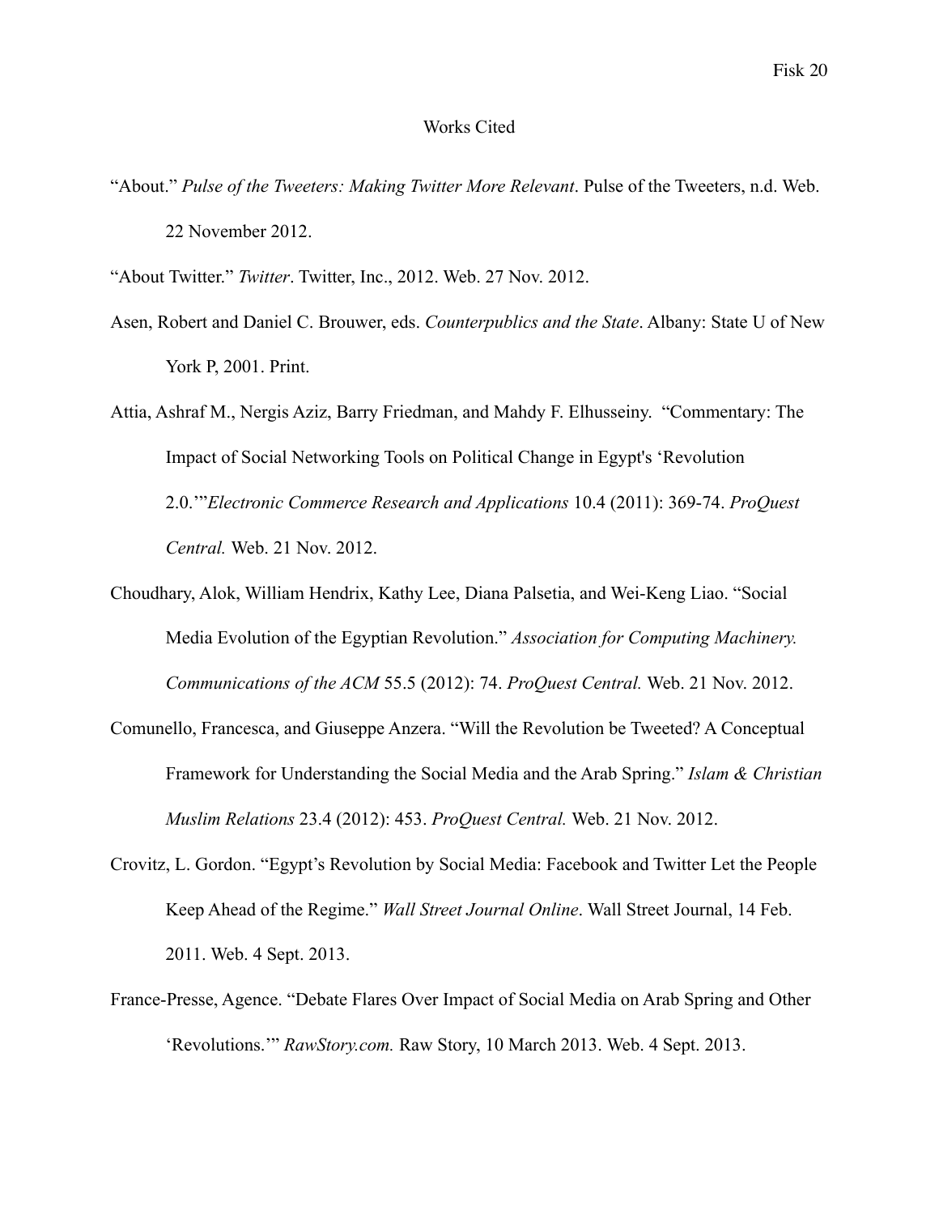# Works Cited

"About." *Pulse of the Tweeters: Making Twitter More Relevant*. Pulse of the Tweeters, n.d. Web. 22 November 2012.

"About Twitter." *Twitter*. Twitter, Inc., 2012. Web. 27 Nov. 2012.

Asen, Robert and Daniel C. Brouwer, eds. *Counterpublics and the State*. Albany: State U of New York P, 2001. Print.

Attia, Ashraf M., Nergis Aziz, Barry Friedman, and Mahdy F. Elhusseiny. "Commentary: The Impact of Social Networking Tools on Political Change in Egypt's 'Revolution 2.0.'"*Electronic Commerce Research and Applications* 10.4 (2011): 369-74. *ProQuest Central.* Web. 21 Nov. 2012.

Choudhary, Alok, William Hendrix, Kathy Lee, Diana Palsetia, and Wei-Keng Liao. "Social Media Evolution of the Egyptian Revolution." *Association for Computing Machinery. Communications of the ACM* 55.5 (2012): 74. *ProQuest Central.* Web. 21 Nov. 2012.

Comunello, Francesca, and Giuseppe Anzera. "Will the Revolution be Tweeted? A Conceptual Framework for Understanding the Social Media and the Arab Spring." *Islam & Christian Muslim Relations* 23.4 (2012): 453. *ProQuest Central.* Web. 21 Nov. 2012.

Crovitz, L. Gordon. "Egypt's Revolution by Social Media: Facebook and Twitter Let the People Keep Ahead of the Regime." *Wall Street Journal Online*. Wall Street Journal, 14 Feb. 2011. Web. 4 Sept. 2013.

France-Presse, Agence. "Debate Flares Over Impact of Social Media on Arab Spring and Other 'Revolutions.'" *RawStory.com.* Raw Story, 10 March 2013. Web. 4 Sept. 2013.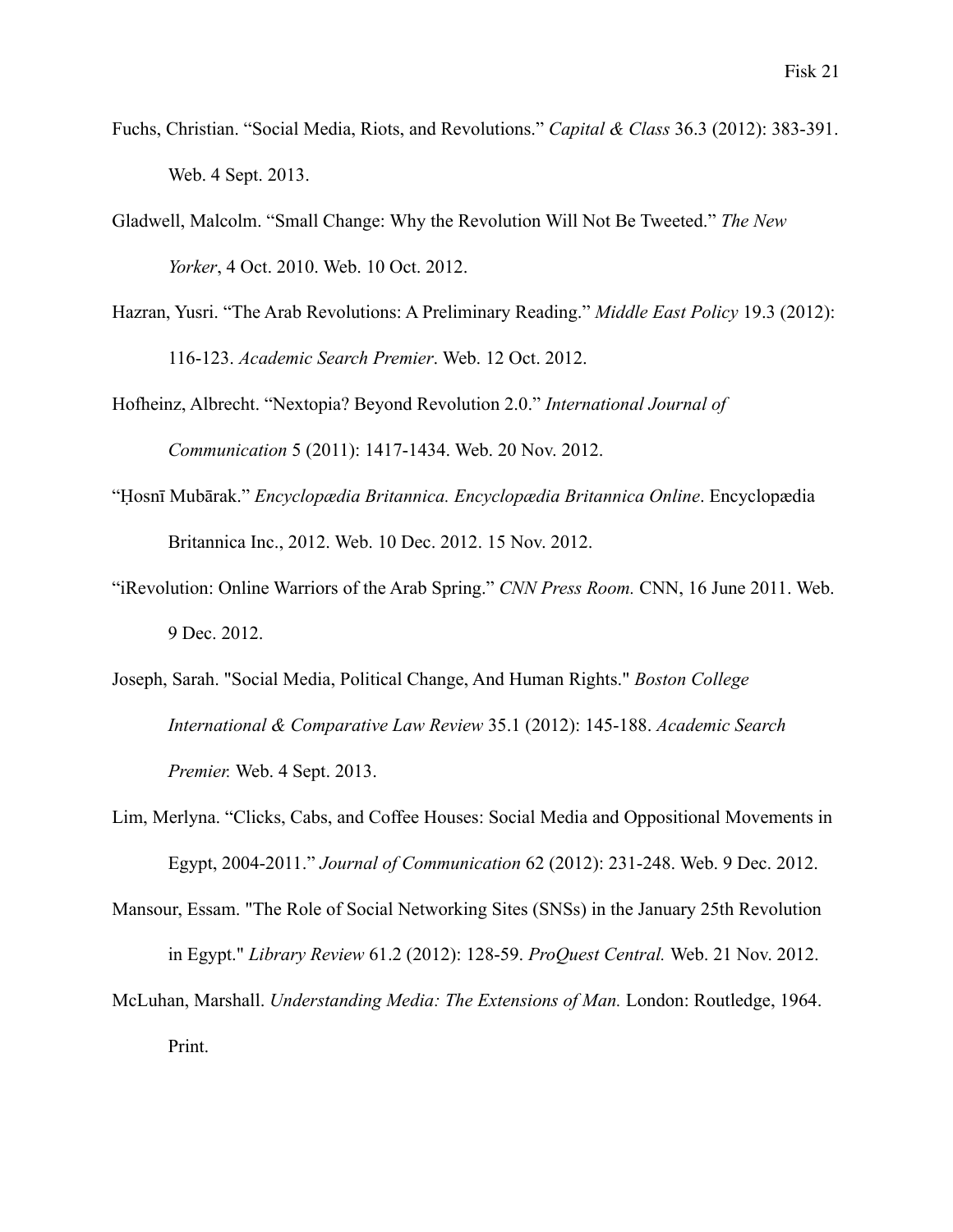Fuchs, Christian. "Social Media, Riots, and Revolutions." *Capital & Class* 36.3 (2012): 383-391. Web. 4 Sept. 2013.

Gladwell, Malcolm. "Small Change: Why the Revolution Will Not Be Tweeted." *The New Yorker*, 4 Oct. 2010. Web. 10 Oct. 2012.

Hazran, Yusri. "The Arab Revolutions: A Preliminary Reading." *Middle East Policy* 19.3 (2012): 116-123. *Academic Search Premier*. Web. 12 Oct. 2012.

Hofheinz, Albrecht. "Nextopia? Beyond Revolution 2.0." *International Journal of Communication* 5 (2011): 1417-1434. Web. 20 Nov. 2012.

"Ḥosnī Mubārak." *Encyclopædia Britannica. Encyclopædia Britannica Online*. Encyclopædia Britannica Inc., 2012. Web. 10 Dec. 2012. 15 Nov. 2012.

"iRevolution: Online Warriors of the Arab Spring." *CNN Press Room.* CNN, 16 June 2011. Web. 9 Dec. 2012.

Joseph, Sarah. "Social Media, Political Change, And Human Rights." *Boston College International & Comparative Law Review* 35.1 (2012): 145-188. *Academic Search Premier.* Web. 4 Sept. 2013.

Lim, Merlyna. "Clicks, Cabs, and Coffee Houses: Social Media and Oppositional Movements in Egypt, 2004-2011." *Journal of Communication* 62 (2012): 231-248. Web. 9 Dec. 2012.

Mansour, Essam. "The Role of Social Networking Sites (SNSs) in the January 25th Revolution in Egypt." *Library Review* 61.2 (2012): 128-59. *ProQuest Central.* Web. 21 Nov. 2012.

McLuhan, Marshall. *Understanding Media: The Extensions of Man.* London: Routledge, 1964. Print.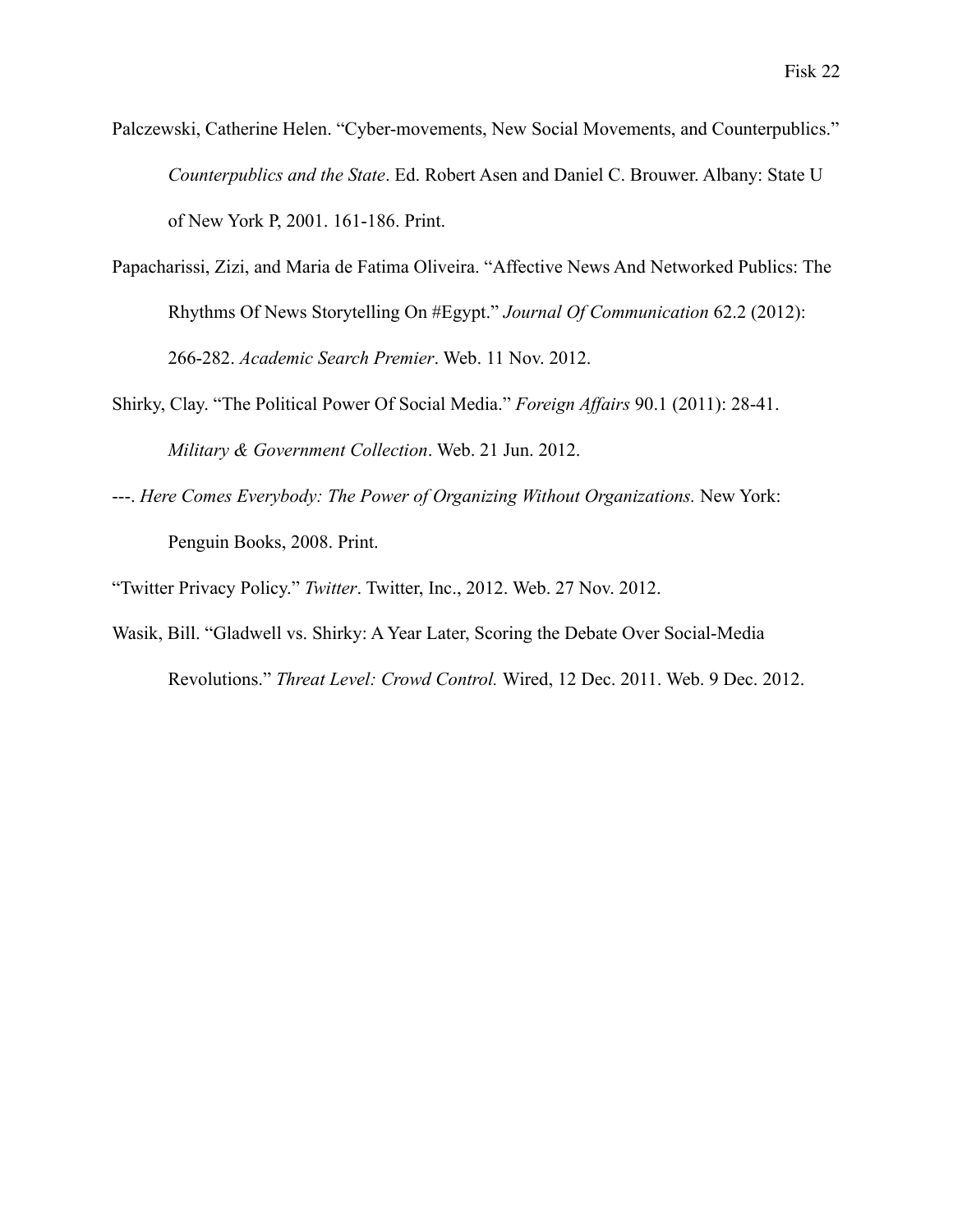Palczewski, Catherine Helen. “Cyber-movements, New Social Movements, and Counterpublics.” *Counterpublics and the State*. Ed. Robert Asen and Daniel C. Brouwer. Albany: State U of New York P, 2001. 161-186. Print.

Papacharissi, Zizi, and Maria de Fatima Oliveira. “Affective News And Networked Publics: The Rhythms Of News Storytelling On #Egypt.” *Journal Of Communication* 62.2 (2012): 266-282. *Academic Search Premier*. Web. 11 Nov. 2012.

Shirky, Clay. “The Political Power Of Social Media.” *Foreign Affairs* 90.1 (2011): 28-41. *Military & Government Collection*. Web. 21 Jun. 2012.

---. *Here Comes Everybody: The Power of Organizing Without Organizations.* New York: Penguin Books, 2008. Print.

“Twitter Privacy Policy.” *Twitter*. Twitter, Inc., 2012. Web. 27 Nov. 2012.

Wasik, Bill. “Gladwell vs. Shirky: A Year Later, Scoring the Debate Over Social-Media Revolutions.” *Threat Level: Crowd Control.* Wired, 12 Dec. 2011. Web. 9 Dec. 2012.